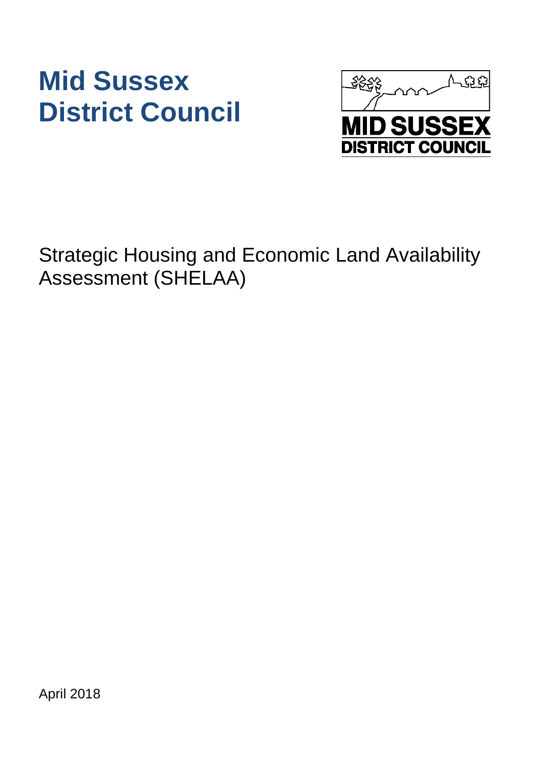# Mid Sussex District Council

Strategic Housing and Economic Land Availability Assessment (SHELAA)

April 2018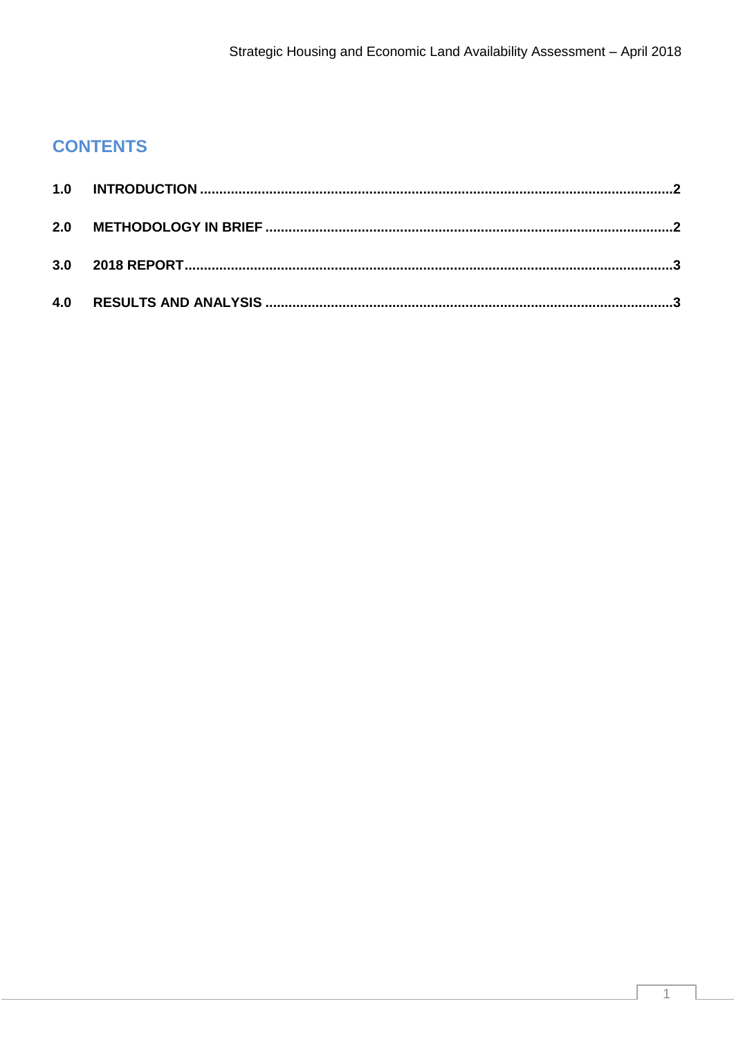## CONTENTS

| | | |
|---|---|---|
| **1.0** | **INTRODUCTION** | **2** |
| **2.0** | **METHODOLOGY IN BRIEF** | **2** |
| **3.0** | **2018 REPORT** | **3** |
| **4.0** | **RESULTS AND ANALYSIS** | **3** |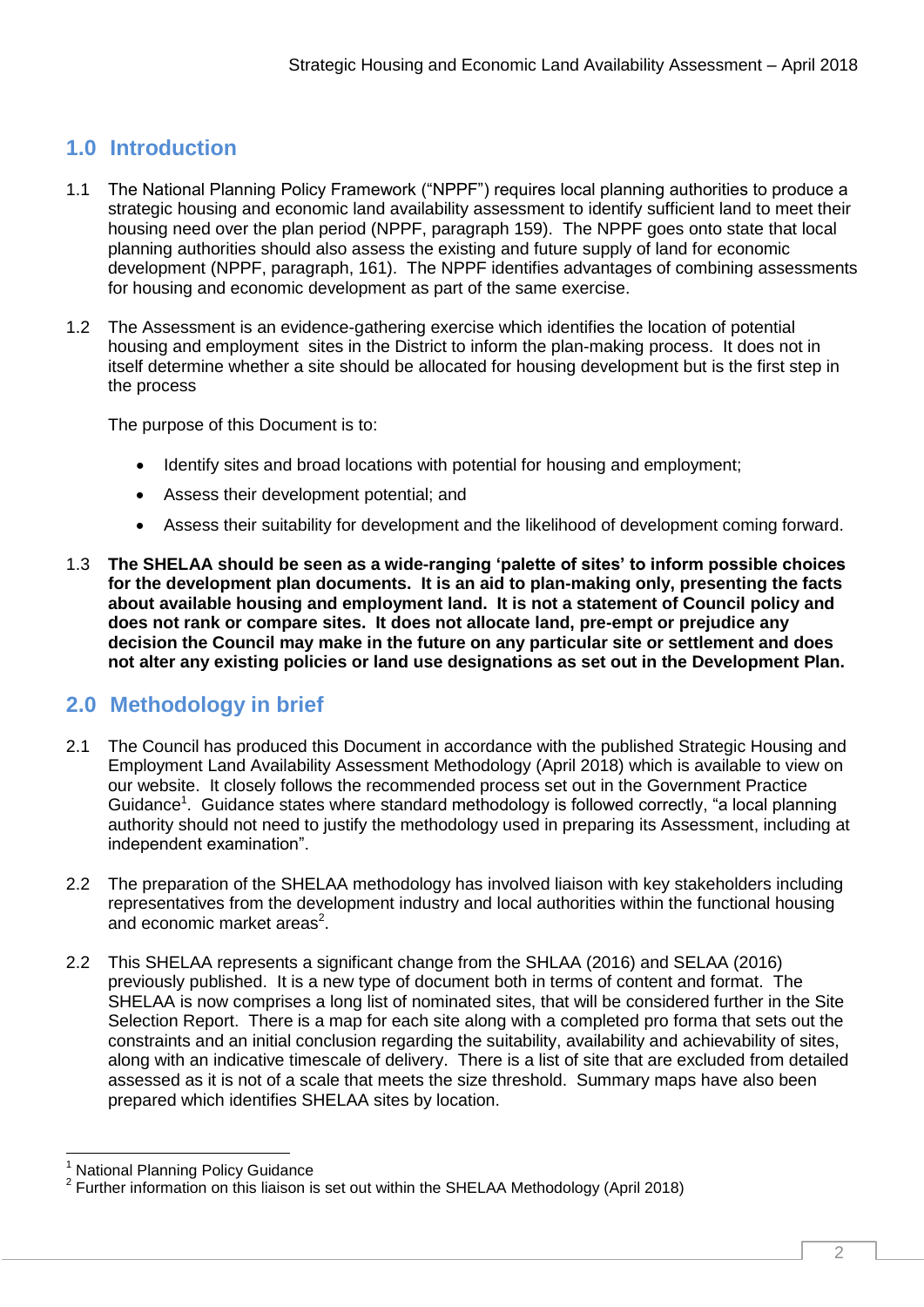## 1.0 Introduction

1.1 The National Planning Policy Framework ("NPPF") requires local planning authorities to produce a strategic housing and economic land availability assessment to identify sufficient land to meet their housing need over the plan period (NPPF, paragraph 159). The NPPF goes onto state that local planning authorities should also assess the existing and future supply of land for economic development (NPPF, paragraph, 161). The NPPF identifies advantages of combining assessments for housing and economic development as part of the same exercise.

1.2 The Assessment is an evidence-gathering exercise which identifies the location of potential housing and employment sites in the District to inform the plan-making process. It does not in itself determine whether a site should be allocated for housing development but is the first step in the process

The purpose of this Document is to:

- Identify sites and broad locations with potential for housing and employment;
- Assess their development potential; and
- Assess their suitability for development and the likelihood of development coming forward.

1.3 **The SHELAA should be seen as a wide-ranging 'palette of sites' to inform possible choices for the development plan documents. It is an aid to plan-making only, presenting the facts about available housing and employment land. It is not a statement of Council policy and does not rank or compare sites. It does not allocate land, pre-empt or prejudice any decision the Council may make in the future on any particular site or settlement and does not alter any existing policies or land use designations as set out in the Development Plan.**

## 2.0 Methodology in brief

2.1 The Council has produced this Document in accordance with the published Strategic Housing and Employment Land Availability Assessment Methodology (April 2018) which is available to view on our website. It closely follows the recommended process set out in the Government Practice Guidance[1]. Guidance states where standard methodology is followed correctly, "a local planning authority should not need to justify the methodology used in preparing its Assessment, including at independent examination".

2.2 The preparation of the SHELAA methodology has involved liaison with key stakeholders including representatives from the development industry and local authorities within the functional housing and economic market areas[2].

2.2 This SHELAA represents a significant change from the SHLAA (2016) and SELAA (2016) previously published. It is a new type of document both in terms of content and format. The SHELAA is now comprises a long list of nominated sites, that will be considered further in the Site Selection Report. There is a map for each site along with a completed pro forma that sets out the constraints and an initial conclusion regarding the suitability, availability and achievability of sites, along with an indicative timescale of delivery. There is a list of site that are excluded from detailed assessed as it is not of a scale that meets the size threshold. Summary maps have also been prepared which identifies SHELAA sites by location.

---

[1] National Planning Policy Guidance

[2] Further information on this liaison is set out within the SHELAA Methodology (April 2018)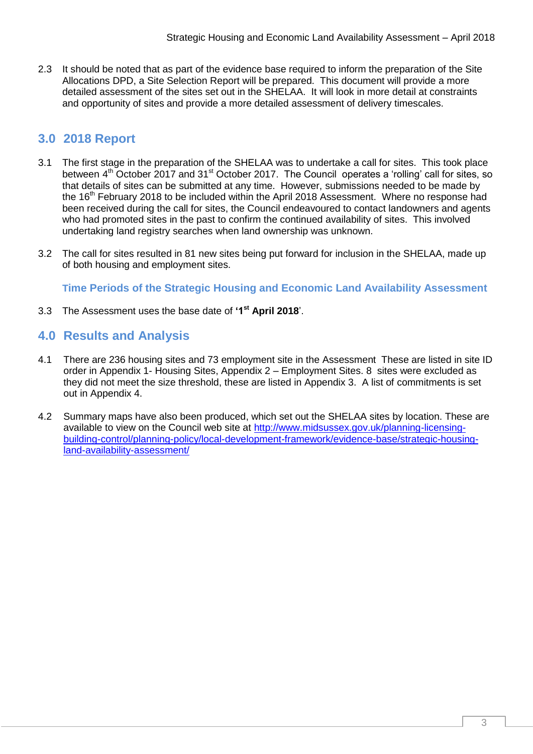2.3 It should be noted that as part of the evidence base required to inform the preparation of the Site Allocations DPD, a Site Selection Report will be prepared. This document will provide a more detailed assessment of the sites set out in the SHELAA. It will look in more detail at constraints and opportunity of sites and provide a more detailed assessment of delivery timescales.

## 3.0 2018 Report

3.1 The first stage in the preparation of the SHELAA was to undertake a call for sites. This took place between 4th October 2017 and 31st October 2017. The Council operates a 'rolling' call for sites, so that details of sites can be submitted at any time. However, submissions needed to be made by the 16th February 2018 to be included within the April 2018 Assessment. Where no response had been received during the call for sites, the Council endeavoured to contact landowners and agents who had promoted sites in the past to confirm the continued availability of sites. This involved undertaking land registry searches when land ownership was unknown.

3.2 The call for sites resulted in 81 new sites being put forward for inclusion in the SHELAA, made up of both housing and employment sites.

### Time Periods of the Strategic Housing and Economic Land Availability Assessment

3.3 The Assessment uses the base date of **'1st April 2018**'.

## 4.0 Results and Analysis

4.1 There are 236 housing sites and 73 employment site in the Assessment These are listed in site ID order in Appendix 1- Housing Sites, Appendix 2 – Employment Sites. 8 sites were excluded as they did not meet the size threshold, these are listed in Appendix 3. A list of commitments is set out in Appendix 4.

4.2 Summary maps have also been produced, which set out the SHELAA sites by location. These are available to view on the Council web site at http://www.midsussex.gov.uk/planning-licensing-building-control/planning-policy/local-development-framework/evidence-base/strategic-housing-land-availability-assessment/